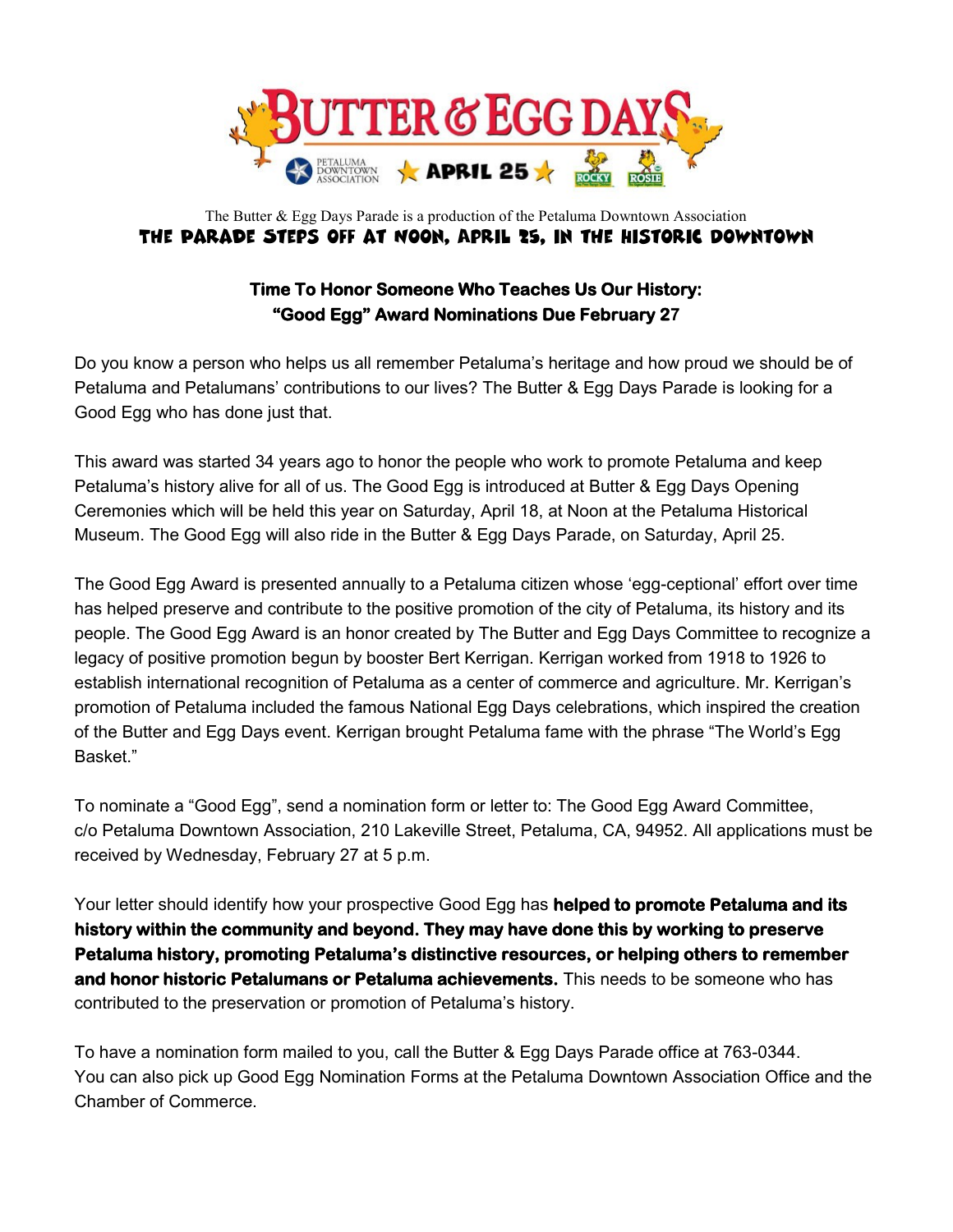# BUTTER & EGG DAYS

PETALUMA DOWNTOWN ASSOCIATION ★ APRIL 25 ★ ROCKY ROSIE

The Butter & Egg Days Parade is a production of the Petaluma Downtown Association

**THE PARADE STEPS OFF AT NOON, APRIL 25, IN THE HISTORIC DOWNTOWN**

## Time To Honor Someone Who Teaches Us Our History: "Good Egg" Award Nominations Due February 27

Do you know a person who helps us all remember Petaluma's heritage and how proud we should be of Petaluma and Petalumans' contributions to our lives? The Butter & Egg Days Parade is looking for a Good Egg who has done just that.

This award was started 34 years ago to honor the people who work to promote Petaluma and keep Petaluma's history alive for all of us. The Good Egg is introduced at Butter & Egg Days Opening Ceremonies which will be held this year on Saturday, April 18, at Noon at the Petaluma Historical Museum. The Good Egg will also ride in the Butter & Egg Days Parade, on Saturday, April 25.

The Good Egg Award is presented annually to a Petaluma citizen whose 'egg-ceptional' effort over time has helped preserve and contribute to the positive promotion of the city of Petaluma, its history and its people. The Good Egg Award is an honor created by The Butter and Egg Days Committee to recognize a legacy of positive promotion begun by booster Bert Kerrigan. Kerrigan worked from 1918 to 1926 to establish international recognition of Petaluma as a center of commerce and agriculture. Mr. Kerrigan's promotion of Petaluma included the famous National Egg Days celebrations, which inspired the creation of the Butter and Egg Days event. Kerrigan brought Petaluma fame with the phrase "The World's Egg Basket."

To nominate a "Good Egg", send a nomination form or letter to: The Good Egg Award Committee, c/o Petaluma Downtown Association, 210 Lakeville Street, Petaluma, CA, 94952. All applications must be received by Wednesday, February 27 at 5 p.m.

Your letter should identify how your prospective Good Egg has **helped to promote Petaluma and its history within the community and beyond. They may have done this by working to preserve Petaluma history, promoting Petaluma's distinctive resources, or helping others to remember and honor historic Petalumans or Petaluma achievements.** This needs to be someone who has contributed to the preservation or promotion of Petaluma's history.

To have a nomination form mailed to you, call the Butter & Egg Days Parade office at 763-0344. You can also pick up Good Egg Nomination Forms at the Petaluma Downtown Association Office and the Chamber of Commerce.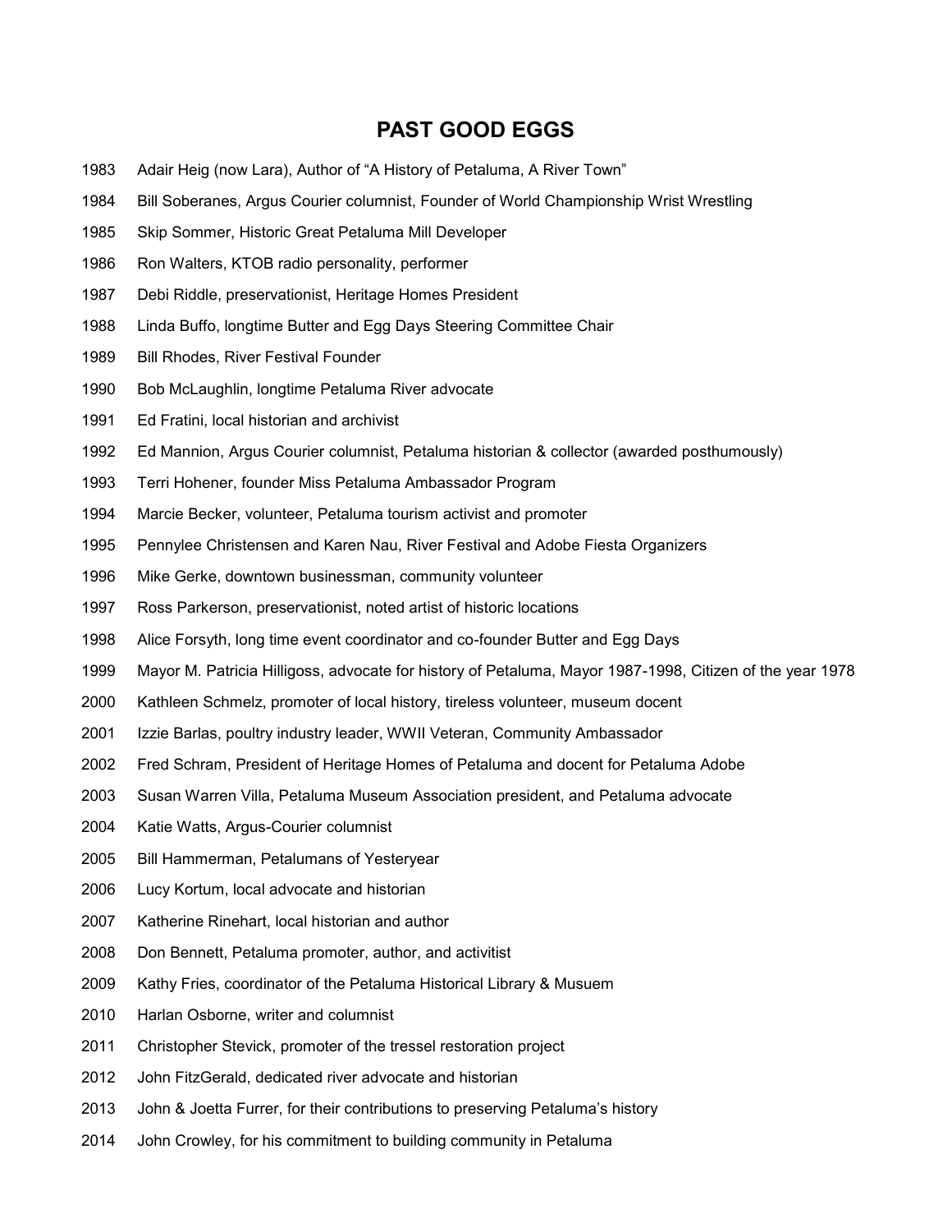# PAST GOOD EGGS

1983 Adair Heig (now Lara), Author of "A History of Petaluma, A River Town"

1984 Bill Soberanes, Argus Courier columnist, Founder of World Championship Wrist Wrestling

1985 Skip Sommer, Historic Great Petaluma Mill Developer

1986 Ron Walters, KTOB radio personality, performer

1987 Debi Riddle, preservationist, Heritage Homes President

1988 Linda Buffo, longtime Butter and Egg Days Steering Committee Chair

1989 Bill Rhodes, River Festival Founder

1990 Bob McLaughlin, longtime Petaluma River advocate

1991 Ed Fratini, local historian and archivist

1992 Ed Mannion, Argus Courier columnist, Petaluma historian & collector (awarded posthumously)

1993 Terri Hohener, founder Miss Petaluma Ambassador Program

1994 Marcie Becker, volunteer, Petaluma tourism activist and promoter

1995 Pennylee Christensen and Karen Nau, River Festival and Adobe Fiesta Organizers

1996 Mike Gerke, downtown businessman, community volunteer

1997 Ross Parkerson, preservationist, noted artist of historic locations

1998 Alice Forsyth, long time event coordinator and co-founder Butter and Egg Days

1999 Mayor M. Patricia Hilligoss, advocate for history of Petaluma, Mayor 1987-1998, Citizen of the year 1978

2000 Kathleen Schmelz, promoter of local history, tireless volunteer, museum docent

2001 Izzie Barlas, poultry industry leader, WWII Veteran, Community Ambassador

2002 Fred Schram, President of Heritage Homes of Petaluma and docent for Petaluma Adobe

2003 Susan Warren Villa, Petaluma Museum Association president, and Petaluma advocate

2004 Katie Watts, Argus-Courier columnist

2005 Bill Hammerman, Petalumans of Yesteryear

2006 Lucy Kortum, local advocate and historian

2007 Katherine Rinehart, local historian and author

2008 Don Bennett, Petaluma promoter, author, and activitist

2009 Kathy Fries, coordinator of the Petaluma Historical Library & Musuem

2010 Harlan Osborne, writer and columnist

2011 Christopher Stevick, promoter of the tressel restoration project

2012 John FitzGerald, dedicated river advocate and historian

2013 John & Joetta Furrer, for their contributions to preserving Petaluma's history

2014 John Crowley, for his commitment to building community in Petaluma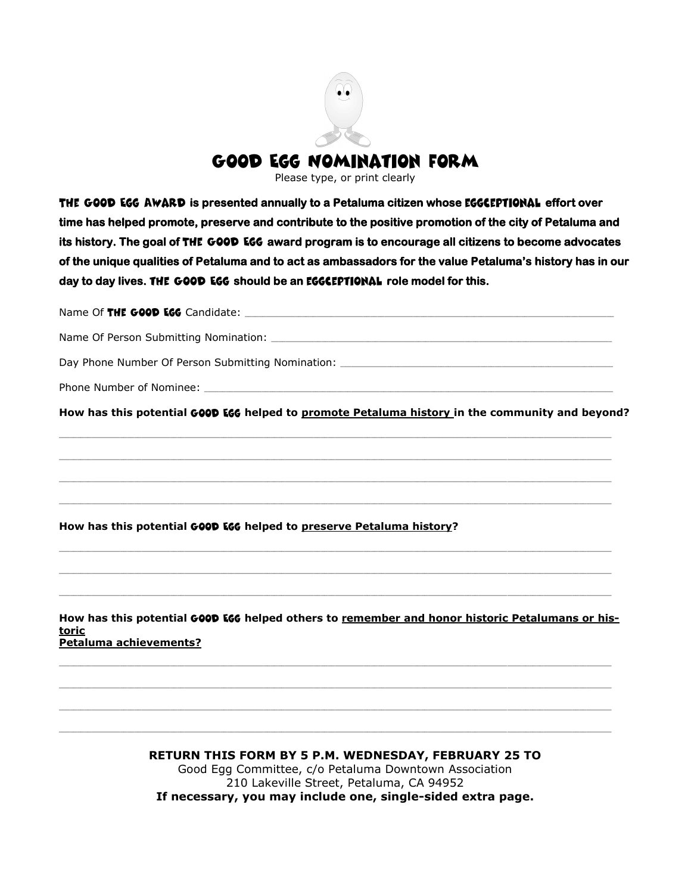# GOOD EGG NOMINATION FORM

Please type, or print clearly

**THE GOOD EGG AWARD is presented annually to a Petaluma citizen whose EGGCEPTIONAL effort over time has helped promote, preserve and contribute to the positive promotion of the city of Petaluma and its history. The goal of THE GOOD EGG award program is to encourage all citizens to become advocates of the unique qualities of Petaluma and to act as ambassadors for the value Petaluma's history has in our day to day lives. THE GOOD EGG should be an EGGCEPTIONAL role model for this.**

Name Of **THE GOOD EGG** Candidate: ____________________________________________

Name Of Person Submitting Nomination: ____________________________________________

Day Phone Number Of Person Submitting Nomination: ____________________________________________

Phone Number of Nominee: ____________________________________________

**How has this potential GOOD EGG helped to promote Petaluma history in the community and beyond?**

____________________________________________

____________________________________________

____________________________________________

____________________________________________

**How has this potential GOOD EGG helped to preserve Petaluma history?**

____________________________________________

____________________________________________

____________________________________________

**How has this potential GOOD EGG helped others to remember and honor historic Petalumans or historic Petaluma achievements?**

____________________________________________

____________________________________________

____________________________________________

____________________________________________

**RETURN THIS FORM BY 5 P.M. WEDNESDAY, FEBRUARY 25 TO**

Good Egg Committee, c/o Petaluma Downtown Association

210 Lakeville Street, Petaluma, CA 94952

**If necessary, you may include one, single-sided extra page.**